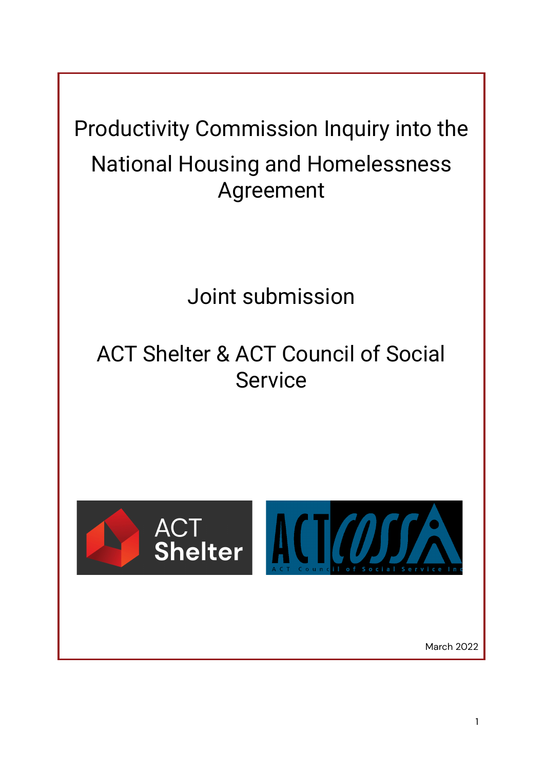# Productivity Commission Inquiry into the National Housing and Homelessness Agreement

## Joint submission

## ACT Shelter & ACT Council of Social Service

March 2022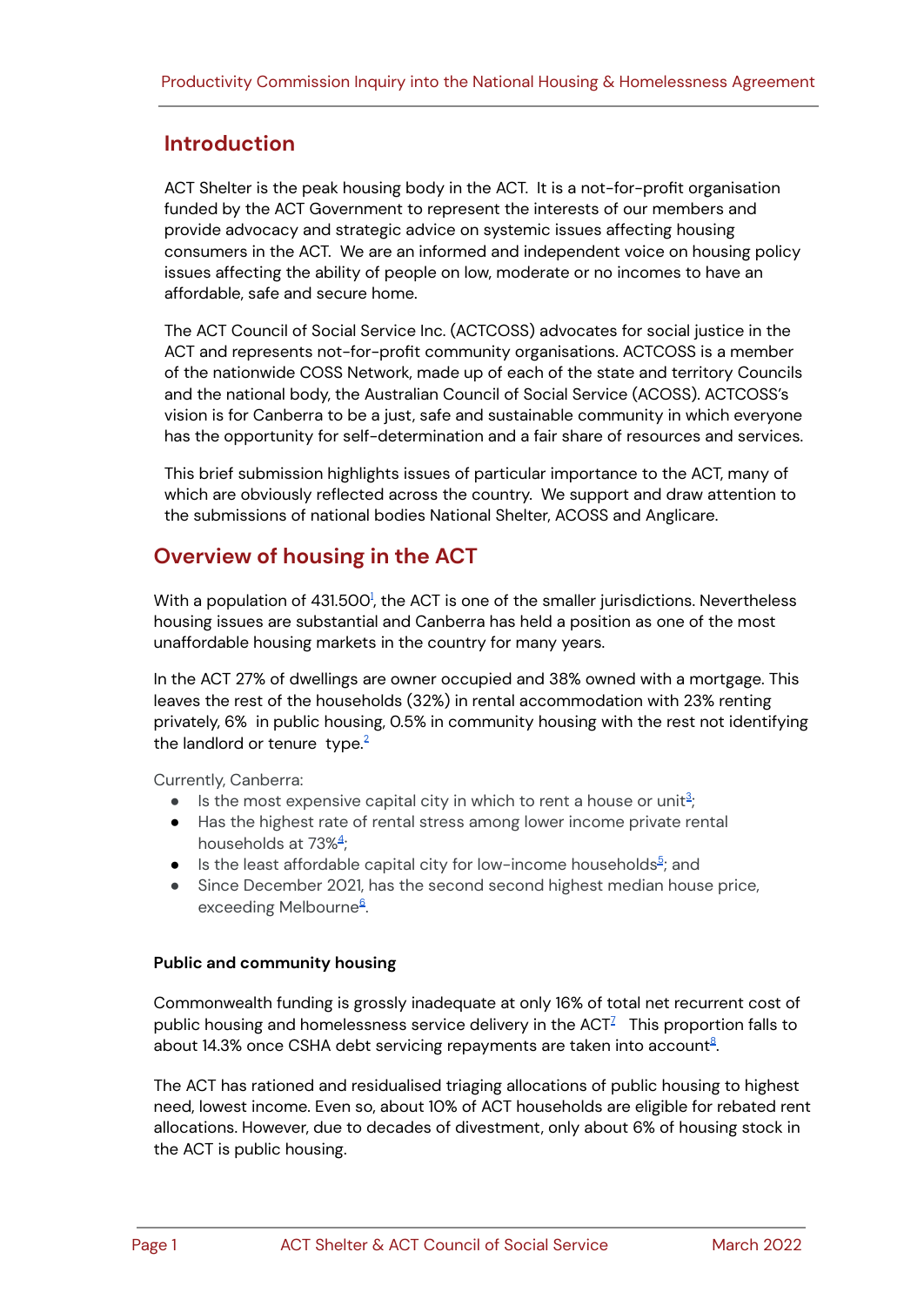## Introduction

ACT Shelter is the peak housing body in the ACT. It is a not-for-profit organisation funded by the ACT Government to represent the interests of our members and provide advocacy and strategic advice on systemic issues affecting housing consumers in the ACT. We are an informed and independent voice on housing policy issues affecting the ability of people on low, moderate or no incomes to have an affordable, safe and secure home.

The ACT Council of Social Service Inc. (ACTCOSS) advocates for social justice in the ACT and represents not-for-profit community organisations. ACTCOSS is a member of the nationwide COSS Network, made up of each of the state and territory Councils and the national body, the Australian Council of Social Service (ACOSS). ACTCOSS's vision is for Canberra to be a just, safe and sustainable community in which everyone has the opportunity for self-determination and a fair share of resources and services.

This brief submission highlights issues of particular importance to the ACT, many of which are obviously reflected across the country. We support and draw attention to the submissions of national bodies National Shelter, ACOSS and Anglicare.

## Overview of housing in the ACT

With a population of 431.500[1], the ACT is one of the smaller jurisdictions. Nevertheless housing issues are substantial and Canberra has held a position as one of the most unaffordable housing markets in the country for many years.

In the ACT 27% of dwellings are owner occupied and 38% owned with a mortgage. This leaves the rest of the households (32%) in rental accommodation with 23% renting privately, 6% in public housing, 0.5% in community housing with the rest not identifying the landlord or tenure type.[2]

Currently, Canberra:

- Is the most expensive capital city in which to rent a house or unit[3];
- Has the highest rate of rental stress among lower income private rental households at 73%[4];
- Is the least affordable capital city for low-income households[5]; and
- Since December 2021, has the second second highest median house price, exceeding Melbourne[6].

**Public and community housing**

Commonwealth funding is grossly inadequate at only 16% of total net recurrent cost of public housing and homelessness service delivery in the ACT[7] This proportion falls to about 14.3% once CSHA debt servicing repayments are taken into account[8].

The ACT has rationed and residualised triaging allocations of public housing to highest need, lowest income. Even so, about 10% of ACT households are eligible for rebated rent allocations. However, due to decades of divestment, only about 6% of housing stock in the ACT is public housing.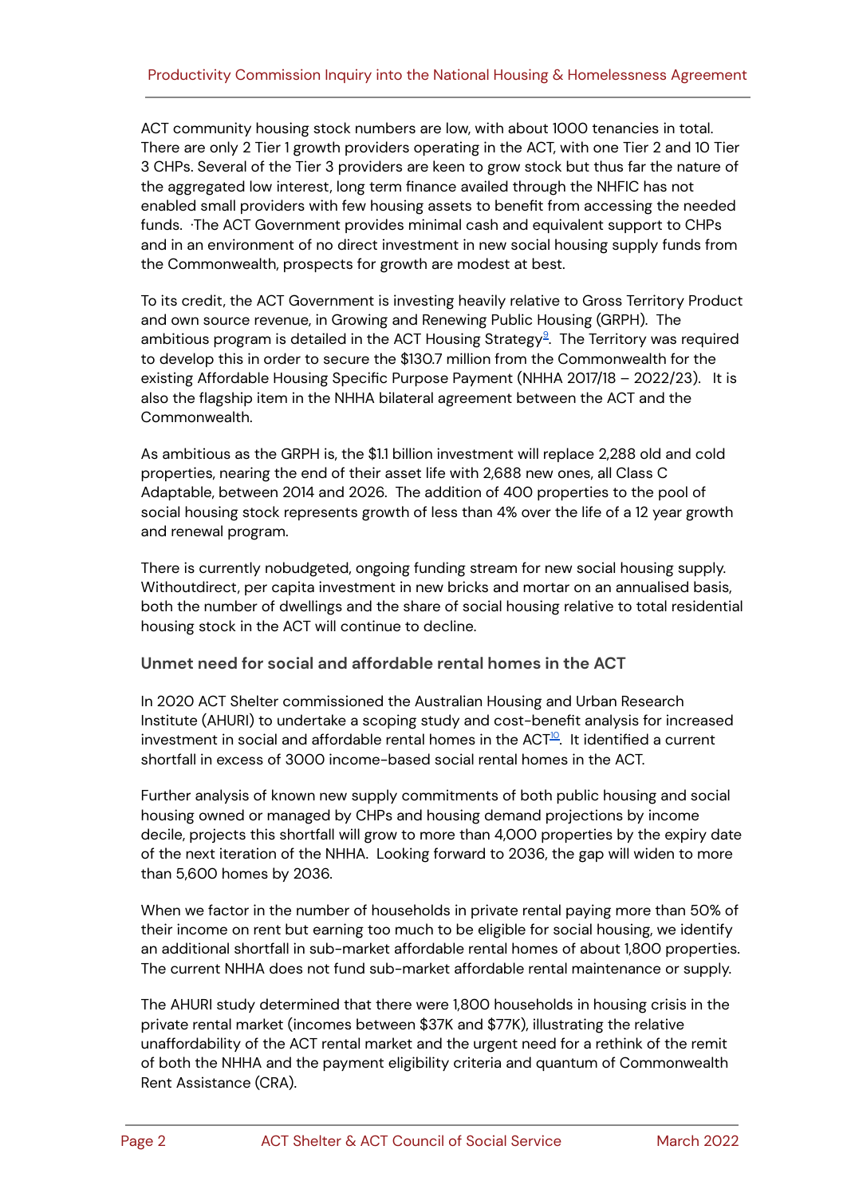ACT community housing stock numbers are low, with about 1000 tenancies in total. There are only 2 Tier 1 growth providers operating in the ACT, with one Tier 2 and 10 Tier 3 CHPs. Several of the Tier 3 providers are keen to grow stock but thus far the nature of the aggregated low interest, long term finance availed through the NHFIC has not enabled small providers with few housing assets to benefit from accessing the needed funds. ·The ACT Government provides minimal cash and equivalent support to CHPs and in an environment of no direct investment in new social housing supply funds from the Commonwealth, prospects for growth are modest at best.

To its credit, the ACT Government is investing heavily relative to Gross Territory Product and own source revenue, in Growing and Renewing Public Housing (GRPH). The ambitious program is detailed in the ACT Housing Strategy[9]. The Territory was required to develop this in order to secure the $130.7 million from the Commonwealth for the existing Affordable Housing Specific Purpose Payment (NHHA 2017/18 – 2022/23). It is also the flagship item in the NHHA bilateral agreement between the ACT and the Commonwealth.

As ambitious as the GRPH is, the $1.1 billion investment will replace 2,288 old and cold properties, nearing the end of their asset life with 2,688 new ones, all Class C Adaptable, between 2014 and 2026. The addition of 400 properties to the pool of social housing stock represents growth of less than 4% over the life of a 12 year growth and renewal program.

There is currently nobudgeted, ongoing funding stream for new social housing supply. Withoutdirect, per capita investment in new bricks and mortar on an annualised basis, both the number of dwellings and the share of social housing relative to total residential housing stock in the ACT will continue to decline.

### Unmet need for social and affordable rental homes in the ACT

In 2020 ACT Shelter commissioned the Australian Housing and Urban Research Institute (AHURI) to undertake a scoping study and cost-benefit analysis for increased investment in social and affordable rental homes in the ACT[10]. It identified a current shortfall in excess of 3000 income-based social rental homes in the ACT.

Further analysis of known new supply commitments of both public housing and social housing owned or managed by CHPs and housing demand projections by income decile, projects this shortfall will grow to more than 4,000 properties by the expiry date of the next iteration of the NHHA. Looking forward to 2036, the gap will widen to more than 5,600 homes by 2036.

When we factor in the number of households in private rental paying more than 50% of their income on rent but earning too much to be eligible for social housing, we identify an additional shortfall in sub-market affordable rental homes of about 1,800 properties. The current NHHA does not fund sub-market affordable rental maintenance or supply.

The AHURI study determined that there were 1,800 households in housing crisis in the private rental market (incomes between $37K and $77K), illustrating the relative unaffordability of the ACT rental market and the urgent need for a rethink of the remit of both the NHHA and the payment eligibility criteria and quantum of Commonwealth Rent Assistance (CRA).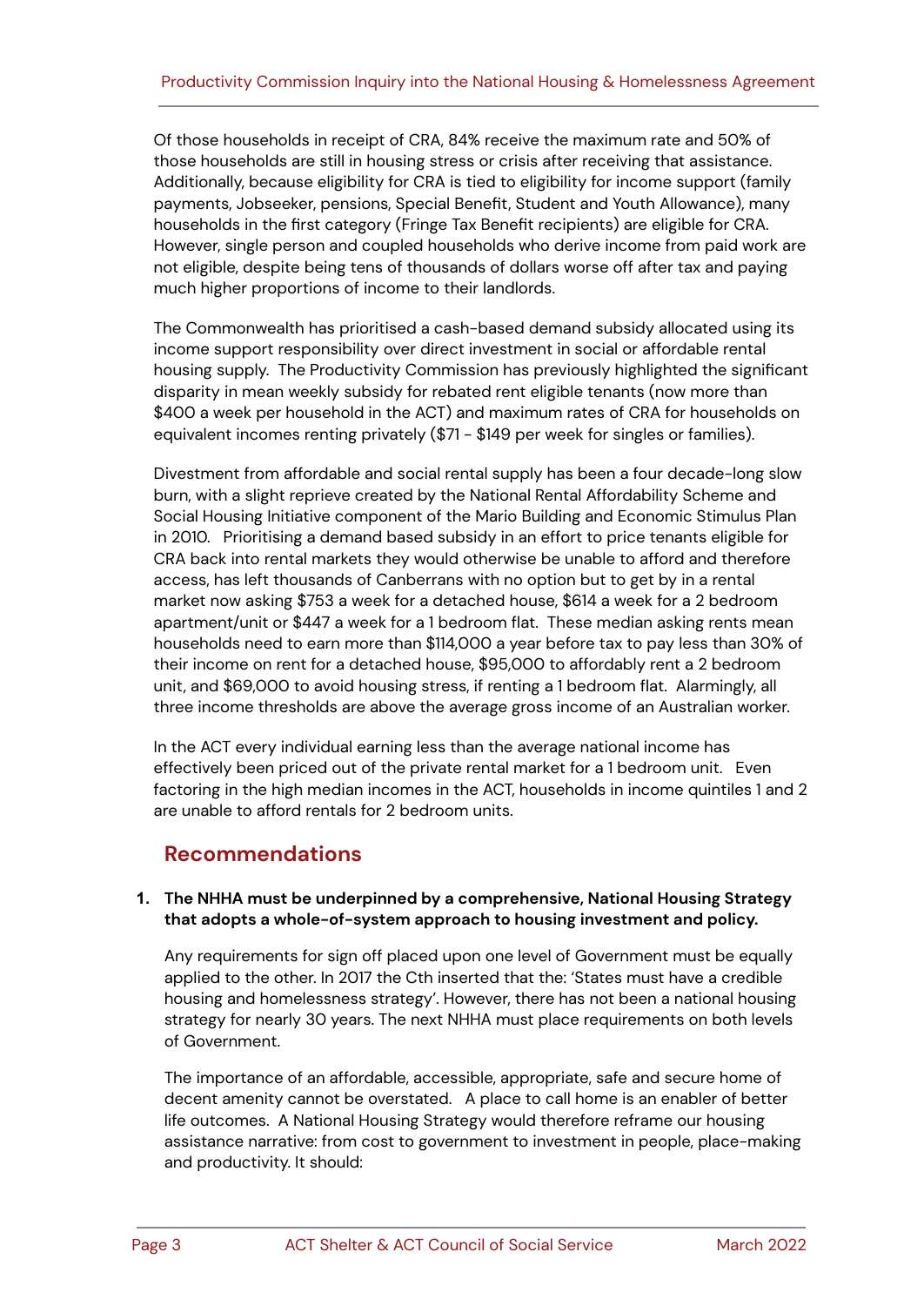Of those households in receipt of CRA, 84% receive the maximum rate and 50% of those households are still in housing stress or crisis after receiving that assistance. Additionally, because eligibility for CRA is tied to eligibility for income support (family payments, Jobseeker, pensions, Special Benefit, Student and Youth Allowance), many households in the first category (Fringe Tax Benefit recipients) are eligible for CRA. However, single person and coupled households who derive income from paid work are not eligible, despite being tens of thousands of dollars worse off after tax and paying much higher proportions of income to their landlords.

The Commonwealth has prioritised a cash-based demand subsidy allocated using its income support responsibility over direct investment in social or affordable rental housing supply. The Productivity Commission has previously highlighted the significant disparity in mean weekly subsidy for rebated rent eligible tenants (now more than $400 a week per household in the ACT) and maximum rates of CRA for households on equivalent incomes renting privately ($71 - $149 per week for singles or families).

Divestment from affordable and social rental supply has been a four decade-long slow burn, with a slight reprieve created by the National Rental Affordability Scheme and Social Housing Initiative component of the Mario Building and Economic Stimulus Plan in 2010. Prioritising a demand based subsidy in an effort to price tenants eligible for CRA back into rental markets they would otherwise be unable to afford and therefore access, has left thousands of Canberrans with no option but to get by in a rental market now asking $753 a week for a detached house, $614 a week for a 2 bedroom apartment/unit or $447 a week for a 1 bedroom flat. These median asking rents mean households need to earn more than $114,000 a year before tax to pay less than 30% of their income on rent for a detached house, $95,000 to affordably rent a 2 bedroom unit, and $69,000 to avoid housing stress, if renting a 1 bedroom flat. Alarmingly, all three income thresholds are above the average gross income of an Australian worker.

In the ACT every individual earning less than the average national income has effectively been priced out of the private rental market for a 1 bedroom unit. Even factoring in the high median incomes in the ACT, households in income quintiles 1 and 2 are unable to afford rentals for 2 bedroom units.

## Recommendations

1. **The NHHA must be underpinned by a comprehensive, National Housing Strategy that adopts a whole-of-system approach to housing investment and policy.**

   Any requirements for sign off placed upon one level of Government must be equally applied to the other. In 2017 the Cth inserted that the: 'States must have a credible housing and homelessness strategy'. However, there has not been a national housing strategy for nearly 30 years. The next NHHA must place requirements on both levels of Government.

   The importance of an affordable, accessible, appropriate, safe and secure home of decent amenity cannot be overstated. A place to call home is an enabler of better life outcomes. A National Housing Strategy would therefore reframe our housing assistance narrative: from cost to government to investment in people, place-making and productivity. It should: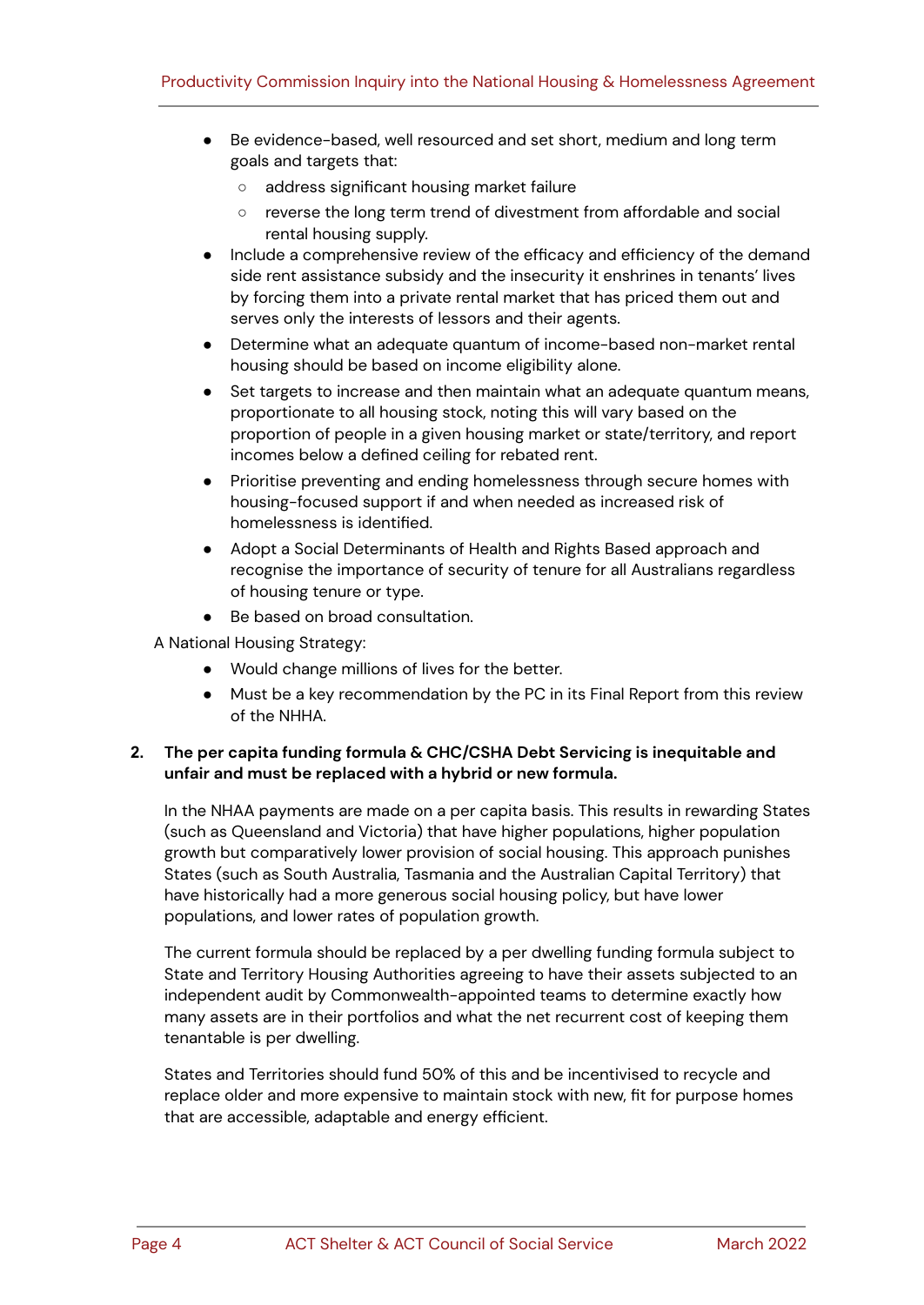- Be evidence-based, well resourced and set short, medium and long term goals and targets that:
  - address significant housing market failure
  - reverse the long term trend of divestment from affordable and social rental housing supply.
- Include a comprehensive review of the efficacy and efficiency of the demand side rent assistance subsidy and the insecurity it enshrines in tenants' lives by forcing them into a private rental market that has priced them out and serves only the interests of lessors and their agents.
- Determine what an adequate quantum of income-based non-market rental housing should be based on income eligibility alone.
- Set targets to increase and then maintain what an adequate quantum means, proportionate to all housing stock, noting this will vary based on the proportion of people in a given housing market or state/territory, and report incomes below a defined ceiling for rebated rent.
- Prioritise preventing and ending homelessness through secure homes with housing-focused support if and when needed as increased risk of homelessness is identified.
- Adopt a Social Determinants of Health and Rights Based approach and recognise the importance of security of tenure for all Australians regardless of housing tenure or type.
- Be based on broad consultation.

A National Housing Strategy:

- Would change millions of lives for the better.
- Must be a key recommendation by the PC in its Final Report from this review of the NHHA.

**2. The per capita funding formula & CHC/CSHA Debt Servicing is inequitable and unfair and must be replaced with a hybrid or new formula.**

In the NHAA payments are made on a per capita basis. This results in rewarding States (such as Queensland and Victoria) that have higher populations, higher population growth but comparatively lower provision of social housing. This approach punishes States (such as South Australia, Tasmania and the Australian Capital Territory) that have historically had a more generous social housing policy, but have lower populations, and lower rates of population growth.

The current formula should be replaced by a per dwelling funding formula subject to State and Territory Housing Authorities agreeing to have their assets subjected to an independent audit by Commonwealth-appointed teams to determine exactly how many assets are in their portfolios and what the net recurrent cost of keeping them tenantable is per dwelling.

States and Territories should fund 50% of this and be incentivised to recycle and replace older and more expensive to maintain stock with new, fit for purpose homes that are accessible, adaptable and energy efficient.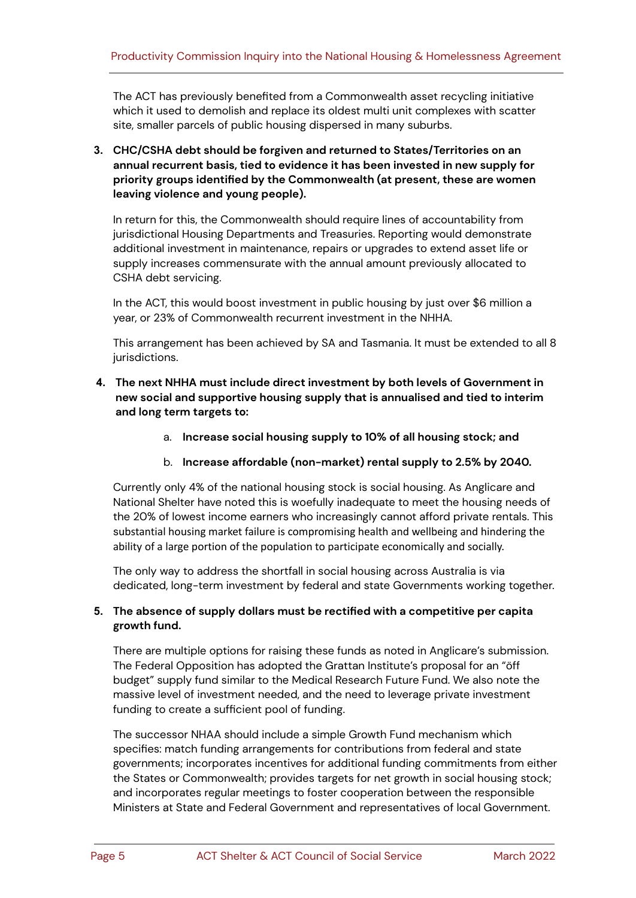The ACT has previously benefited from a Commonwealth asset recycling initiative which it used to demolish and replace its oldest multi unit complexes with scatter site, smaller parcels of public housing dispersed in many suburbs.

3. **CHC/CSHA debt should be forgiven and returned to States/Territories on an annual recurrent basis, tied to evidence it has been invested in new supply for priority groups identified by the Commonwealth (at present, these are women leaving violence and young people).**

   In return for this, the Commonwealth should require lines of accountability from jurisdictional Housing Departments and Treasuries. Reporting would demonstrate additional investment in maintenance, repairs or upgrades to extend asset life or supply increases commensurate with the annual amount previously allocated to CSHA debt servicing.

   In the ACT, this would boost investment in public housing by just over $6 million a year, or 23% of Commonwealth recurrent investment in the NHHA.

   This arrangement has been achieved by SA and Tasmania. It must be extended to all 8 jurisdictions.

4. **The next NHHA must include direct investment by both levels of Government in new social and supportive housing supply that is annualised and tied to interim and long term targets to:**

   a. **Increase social housing supply to 10% of all housing stock; and**

   b. **Increase affordable (non-market) rental supply to 2.5% by 2040.**

   Currently only 4% of the national housing stock is social housing. As Anglicare and National Shelter have noted this is woefully inadequate to meet the housing needs of the 20% of lowest income earners who increasingly cannot afford private rentals. This substantial housing market failure is compromising health and wellbeing and hindering the ability of a large portion of the population to participate economically and socially.

   The only way to address the shortfall in social housing across Australia is via dedicated, long-term investment by federal and state Governments working together.

5. **The absence of supply dollars must be rectified with a competitive per capita growth fund.**

   There are multiple options for raising these funds as noted in Anglicare's submission. The Federal Opposition has adopted the Grattan Institute's proposal for an "öff budget" supply fund similar to the Medical Research Future Fund. We also note the massive level of investment needed, and the need to leverage private investment funding to create a sufficient pool of funding.

   The successor NHAA should include a simple Growth Fund mechanism which specifies: match funding arrangements for contributions from federal and state governments; incorporates incentives for additional funding commitments from either the States or Commonwealth; provides targets for net growth in social housing stock; and incorporates regular meetings to foster cooperation between the responsible Ministers at State and Federal Government and representatives of local Government.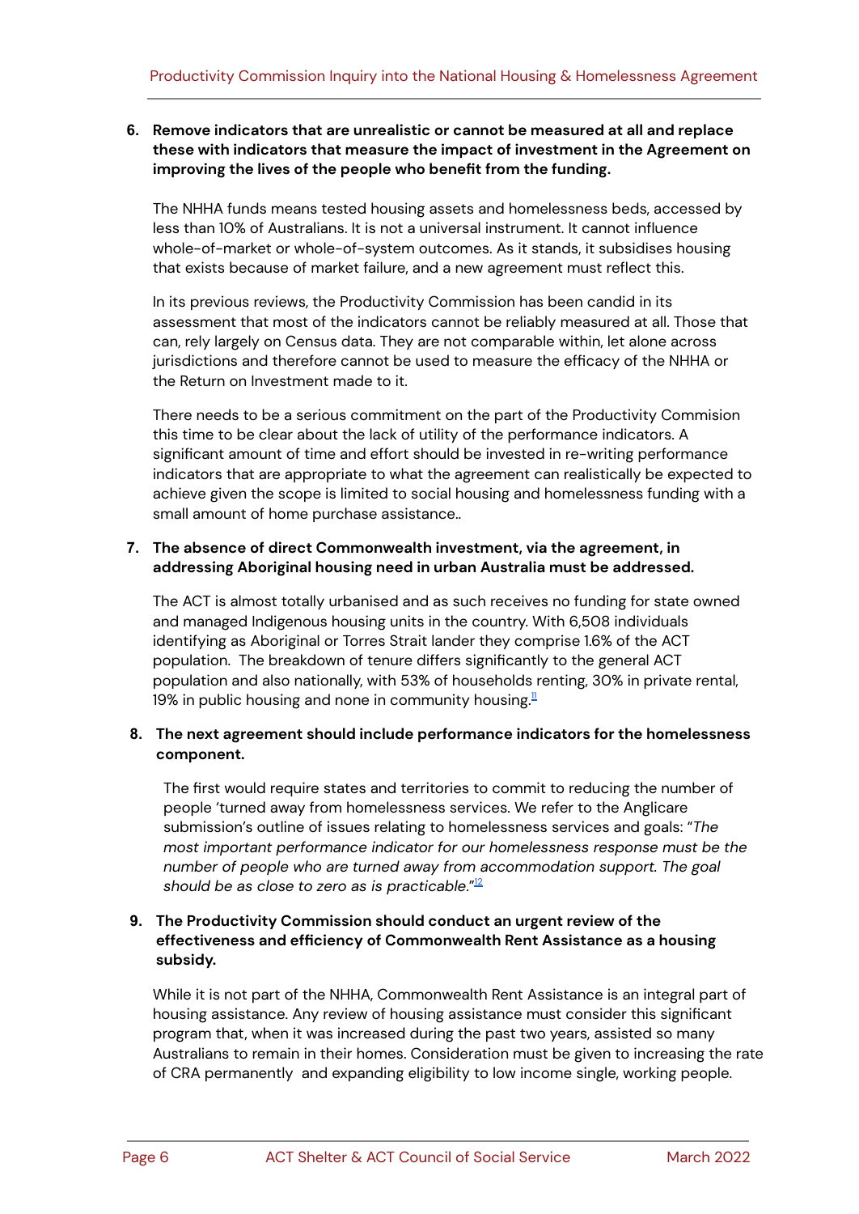6. **Remove indicators that are unrealistic or cannot be measured at all and replace these with indicators that measure the impact of investment in the Agreement on improving the lives of the people who benefit from the funding.**

   The NHHA funds means tested housing assets and homelessness beds, accessed by less than 10% of Australians. It is not a universal instrument. It cannot influence whole-of-market or whole-of-system outcomes. As it stands, it subsidises housing that exists because of market failure, and a new agreement must reflect this.

   In its previous reviews, the Productivity Commission has been candid in its assessment that most of the indicators cannot be reliably measured at all. Those that can, rely largely on Census data. They are not comparable within, let alone across jurisdictions and therefore cannot be used to measure the efficacy of the NHHA or the Return on Investment made to it.

   There needs to be a serious commitment on the part of the Productivity Commision this time to be clear about the lack of utility of the performance indicators. A significant amount of time and effort should be invested in re-writing performance indicators that are appropriate to what the agreement can realistically be expected to achieve given the scope is limited to social housing and homelessness funding with a small amount of home purchase assistance..

7. **The absence of direct Commonwealth investment, via the agreement, in addressing Aboriginal housing need in urban Australia must be addressed.**

   The ACT is almost totally urbanised and as such receives no funding for state owned and managed Indigenous housing units in the country. With 6,508 individuals identifying as Aboriginal or Torres Strait lander they comprise 1.6% of the ACT population. The breakdown of tenure differs significantly to the general ACT population and also nationally, with 53% of households renting, 30% in private rental, 19% in public housing and none in community housing.[11]

8. **The next agreement should include performance indicators for the homelessness component.**

   The first would require states and territories to commit to reducing the number of people 'turned away from homelessness services. We refer to the Anglicare submission's outline of issues relating to homelessness services and goals: "*The most important performance indicator for our homelessness response must be the number of people who are turned away from accommodation support. The goal should be as close to zero as is practicable*."[12]

9. **The Productivity Commission should conduct an urgent review of the effectiveness and efficiency of Commonwealth Rent Assistance as a housing subsidy.**

   While it is not part of the NHHA, Commonwealth Rent Assistance is an integral part of housing assistance. Any review of housing assistance must consider this significant program that, when it was increased during the past two years, assisted so many Australians to remain in their homes. Consideration must be given to increasing the rate of CRA permanently and expanding eligibility to low income single, working people.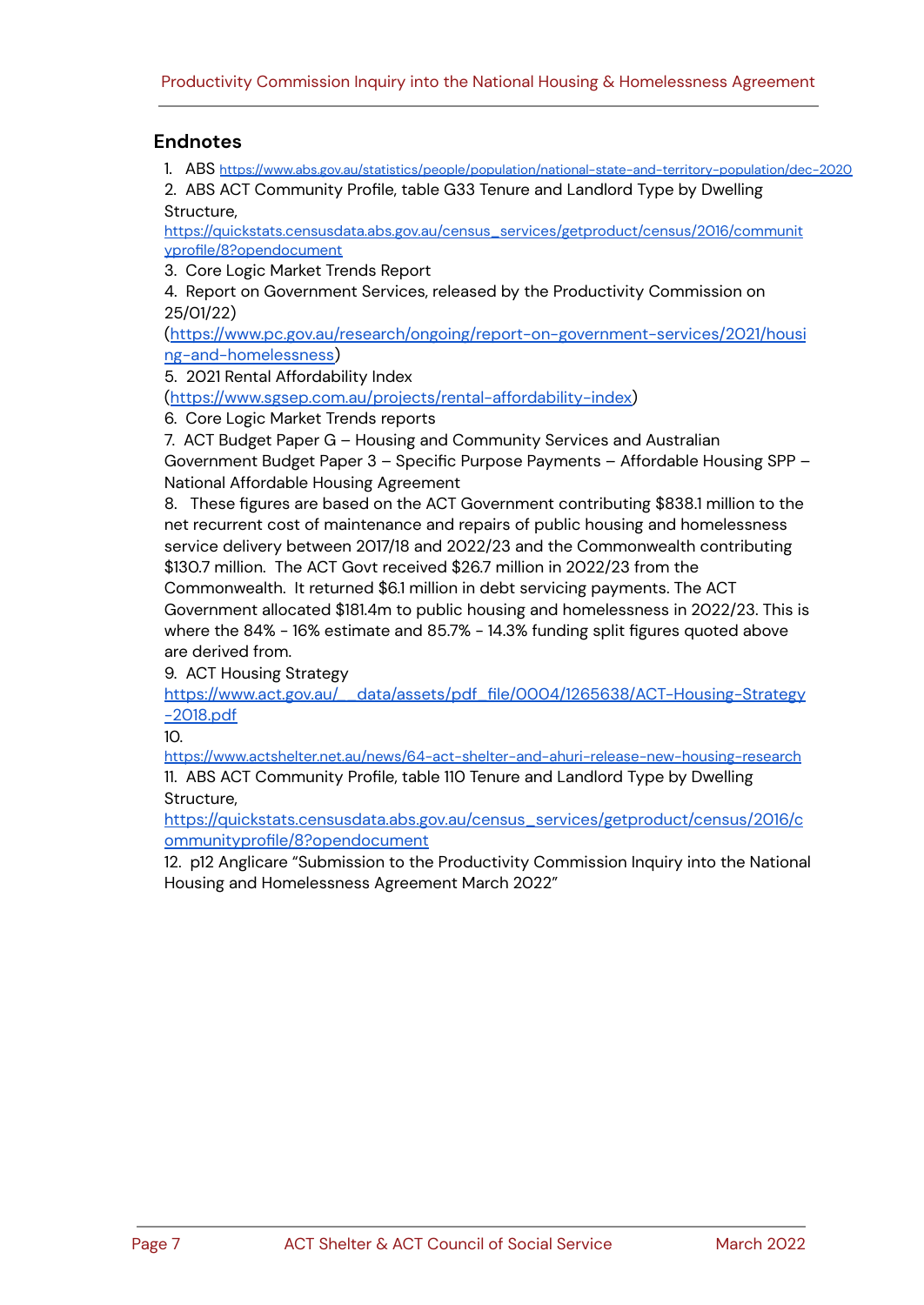## Endnotes

1. ABS https://www.abs.gov.au/statistics/people/population/national-state-and-territory-population/dec-2020
2. ABS ACT Community Profile, table G33 Tenure and Landlord Type by Dwelling Structure, https://quickstats.censusdata.abs.gov.au/census_services/getproduct/census/2016/communityprofile/8?opendocument
3. Core Logic Market Trends Report
4. Report on Government Services, released by the Productivity Commission on 25/01/22) (https://www.pc.gov.au/research/ongoing/report-on-government-services/2021/housing-and-homelessness)
5. 2021 Rental Affordability Index (https://www.sgsep.com.au/projects/rental-affordability-index)
6. Core Logic Market Trends reports
7. ACT Budget Paper G – Housing and Community Services and Australian Government Budget Paper 3 – Specific Purpose Payments – Affordable Housing SPP – National Affordable Housing Agreement
8. These figures are based on the ACT Government contributing $838.1 million to the net recurrent cost of maintenance and repairs of public housing and homelessness service delivery between 2017/18 and 2022/23 and the Commonwealth contributing $130.7 million. The ACT Govt received $26.7 million in 2022/23 from the Commonwealth. It returned $6.1 million in debt servicing payments. The ACT Government allocated $181.4m to public housing and homelessness in 2022/23. This is where the 84% - 16% estimate and 85.7% - 14.3% funding split figures quoted above are derived from.
9. ACT Housing Strategy https://www.act.gov.au/__data/assets/pdf_file/0004/1265638/ACT-Housing-Strategy-2018.pdf
10. https://www.actshelter.net.au/news/64-act-shelter-and-ahuri-release-new-housing-research
11. ABS ACT Community Profile, table 110 Tenure and Landlord Type by Dwelling Structure, https://quickstats.censusdata.abs.gov.au/census_services/getproduct/census/2016/communityprofile/8?opendocument
12. p12 Anglicare "Submission to the Productivity Commission Inquiry into the National Housing and Homelessness Agreement March 2022"